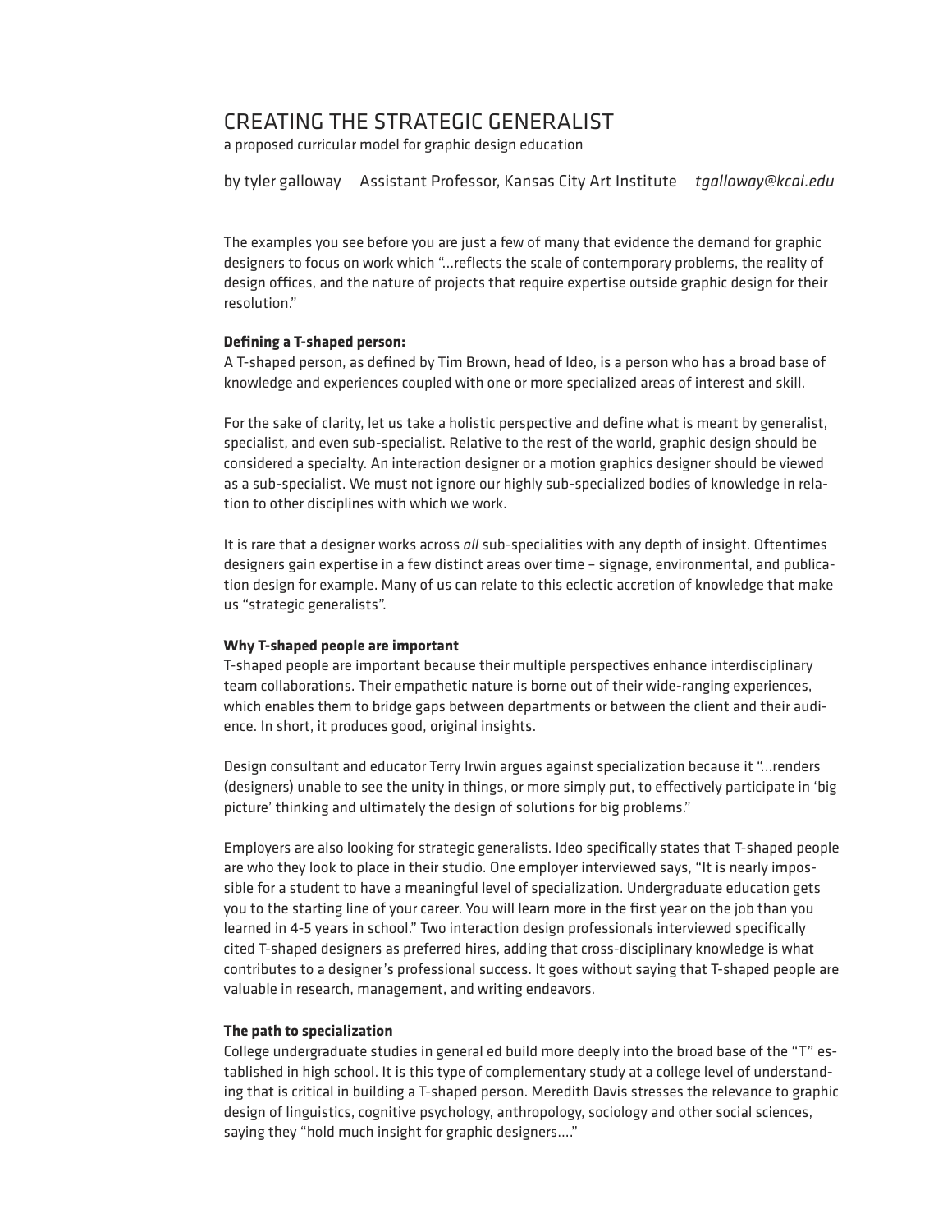# CREATING THE STRATEGIC GENERALIST

a proposed curricular model for graphic design education

by tyler galloway   Assistant Professor, Kansas City Art Institute   *tgalloway@kcai.edu*

The examples you see before you are just a few of many that evidence the demand for graphic designers to focus on work which "...reflects the scale of contemporary problems, the reality of design offices, and the nature of projects that require expertise outside graphic design for their resolution."

**Defining a T-shaped person:**

A T-shaped person, as defined by Tim Brown, head of Ideo, is a person who has a broad base of knowledge and experiences coupled with one or more specialized areas of interest and skill.

For the sake of clarity, let us take a holistic perspective and define what is meant by generalist, specialist, and even sub-specialist. Relative to the rest of the world, graphic design should be considered a specialty. An interaction designer or a motion graphics designer should be viewed as a sub-specialist. We must not ignore our highly sub-specialized bodies of knowledge in relation to other disciplines with which we work.

It is rare that a designer works across *all* sub-specialities with any depth of insight. Oftentimes designers gain expertise in a few distinct areas over time – signage, environmental, and publication design for example. Many of us can relate to this eclectic accretion of knowledge that make us "strategic generalists".

**Why T-shaped people are important**

T-shaped people are important because their multiple perspectives enhance interdisciplinary team collaborations. Their empathetic nature is borne out of their wide-ranging experiences, which enables them to bridge gaps between departments or between the client and their audience. In short, it produces good, original insights.

Design consultant and educator Terry Irwin argues against specialization because it "...renders (designers) unable to see the unity in things, or more simply put, to effectively participate in 'big picture' thinking and ultimately the design of solutions for big problems."

Employers are also looking for strategic generalists. Ideo specifically states that T-shaped people are who they look to place in their studio. One employer interviewed says, "It is nearly impossible for a student to have a meaningful level of specialization. Undergraduate education gets you to the starting line of your career. You will learn more in the first year on the job than you learned in 4-5 years in school." Two interaction design professionals interviewed specifically cited T-shaped designers as preferred hires, adding that cross-disciplinary knowledge is what contributes to a designer's professional success. It goes without saying that T-shaped people are valuable in research, management, and writing endeavors.

**The path to specialization**

College undergraduate studies in general ed build more deeply into the broad base of the "T" established in high school. It is this type of complementary study at a college level of understanding that is critical in building a T-shaped person. Meredith Davis stresses the relevance to graphic design of linguistics, cognitive psychology, anthropology, sociology and other social sciences, saying they "hold much insight for graphic designers...."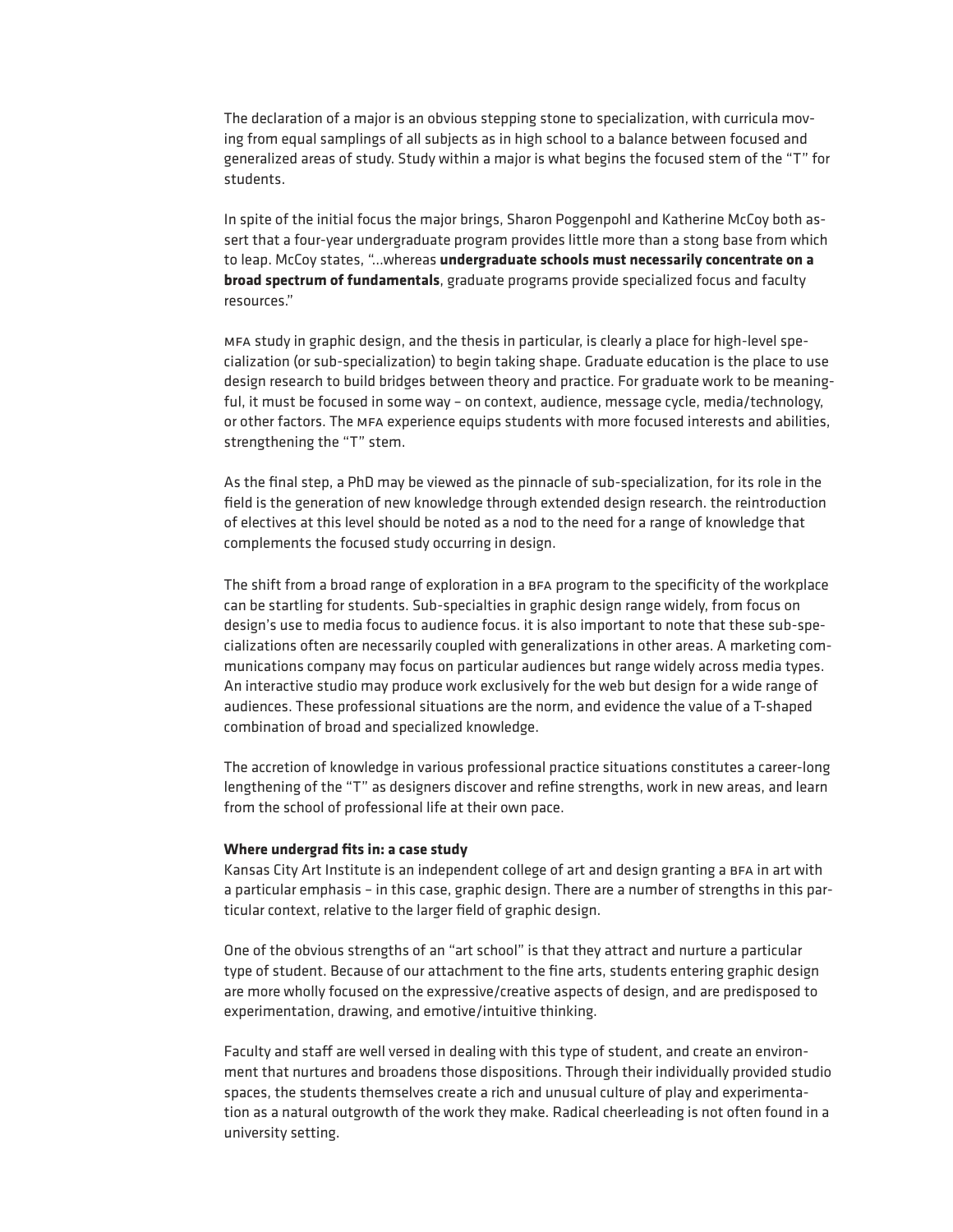The declaration of a major is an obvious stepping stone to specialization, with curricula moving from equal samplings of all subjects as in high school to a balance between focused and generalized areas of study. Study within a major is what begins the focused stem of the "T" for students.

In spite of the initial focus the major brings, Sharon Poggenpohl and Katherine McCoy both assert that a four-year undergraduate program provides little more than a stong base from which to leap. McCoy states, "...whereas **undergraduate schools must necessarily concentrate on a broad spectrum of fundamentals**, graduate programs provide specialized focus and faculty resources."

MFA study in graphic design, and the thesis in particular, is clearly a place for high-level specialization (or sub-specialization) to begin taking shape. Graduate education is the place to use design research to build bridges between theory and practice. For graduate work to be meaningful, it must be focused in some way – on context, audience, message cycle, media/technology, or other factors. The MFA experience equips students with more focused interests and abilities, strengthening the "T" stem.

As the final step, a PhD may be viewed as the pinnacle of sub-specialization, for its role in the field is the generation of new knowledge through extended design research. the reintroduction of electives at this level should be noted as a nod to the need for a range of knowledge that complements the focused study occurring in design.

The shift from a broad range of exploration in a BFA program to the specificity of the workplace can be startling for students. Sub-specialties in graphic design range widely, from focus on design's use to media focus to audience focus. it is also important to note that these sub-specializations often are necessarily coupled with generalizations in other areas. A marketing communications company may focus on particular audiences but range widely across media types. An interactive studio may produce work exclusively for the web but design for a wide range of audiences. These professional situations are the norm, and evidence the value of a T-shaped combination of broad and specialized knowledge.

The accretion of knowledge in various professional practice situations constitutes a career-long lengthening of the "T" as designers discover and refine strengths, work in new areas, and learn from the school of professional life at their own pace.

**Where undergrad fits in: a case study**

Kansas City Art Institute is an independent college of art and design granting a BFA in art with a particular emphasis – in this case, graphic design. There are a number of strengths in this particular context, relative to the larger field of graphic design.

One of the obvious strengths of an "art school" is that they attract and nurture a particular type of student. Because of our attachment to the fine arts, students entering graphic design are more wholly focused on the expressive/creative aspects of design, and are predisposed to experimentation, drawing, and emotive/intuitive thinking.

Faculty and staff are well versed in dealing with this type of student, and create an environment that nurtures and broadens those dispositions. Through their individually provided studio spaces, the students themselves create a rich and unusual culture of play and experimentation as a natural outgrowth of the work they make. Radical cheerleading is not often found in a university setting.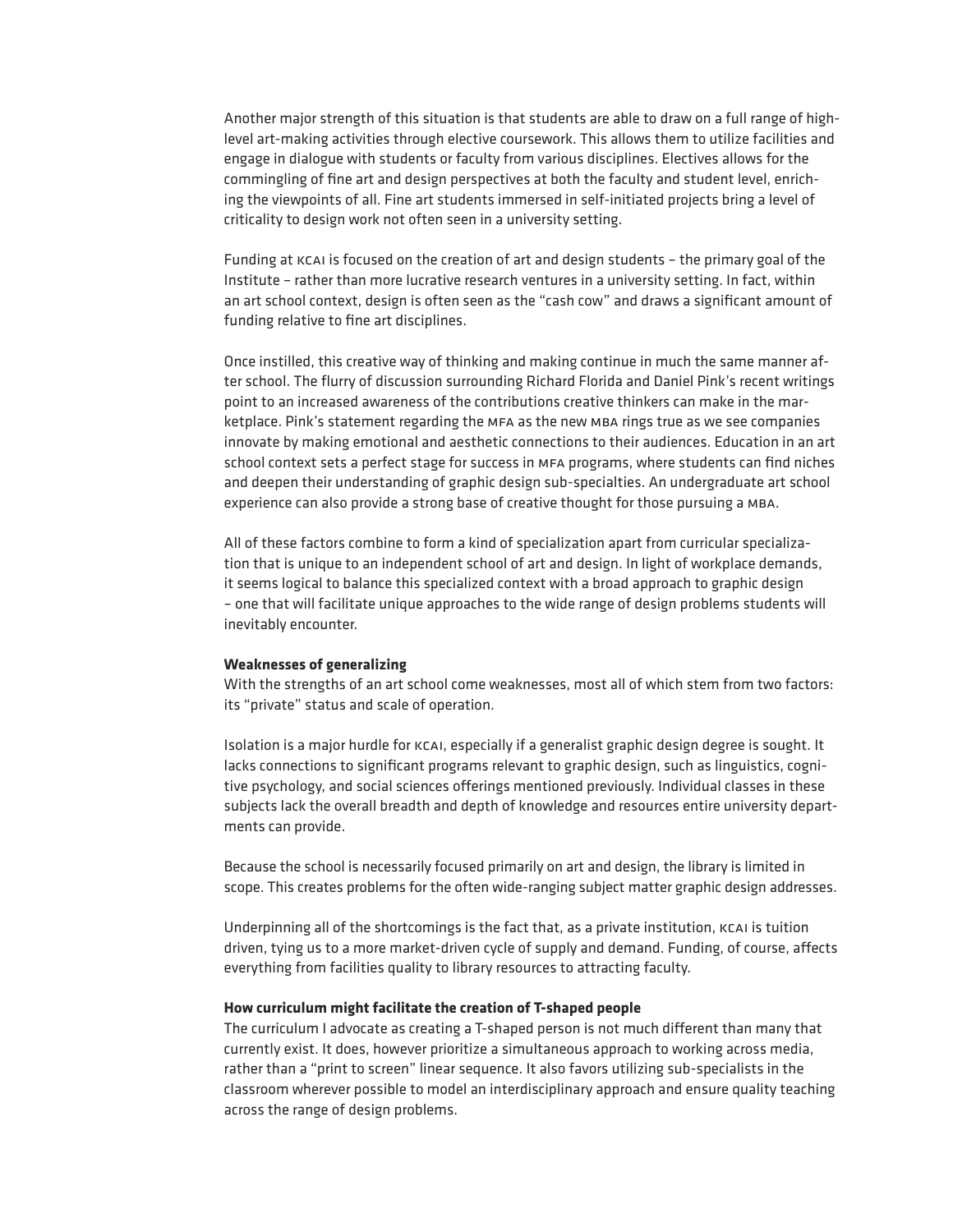Another major strength of this situation is that students are able to draw on a full range of high-level art-making activities through elective coursework. This allows them to utilize facilities and engage in dialogue with students or faculty from various disciplines. Electives allows for the commingling of fine art and design perspectives at both the faculty and student level, enriching the viewpoints of all. Fine art students immersed in self-initiated projects bring a level of criticality to design work not often seen in a university setting.

Funding at KCAI is focused on the creation of art and design students – the primary goal of the Institute – rather than more lucrative research ventures in a university setting. In fact, within an art school context, design is often seen as the "cash cow" and draws a significant amount of funding relative to fine art disciplines.

Once instilled, this creative way of thinking and making continue in much the same manner after school. The flurry of discussion surrounding Richard Florida and Daniel Pink's recent writings point to an increased awareness of the contributions creative thinkers can make in the marketplace. Pink's statement regarding the MFA as the new MBA rings true as we see companies innovate by making emotional and aesthetic connections to their audiences. Education in an art school context sets a perfect stage for success in MFA programs, where students can find niches and deepen their understanding of graphic design sub-specialties. An undergraduate art school experience can also provide a strong base of creative thought for those pursuing a MBA.

All of these factors combine to form a kind of specialization apart from curricular specialization that is unique to an independent school of art and design. In light of workplace demands, it seems logical to balance this specialized context with a broad approach to graphic design – one that will facilitate unique approaches to the wide range of design problems students will inevitably encounter.

**Weaknesses of generalizing**

With the strengths of an art school come weaknesses, most all of which stem from two factors: its "private" status and scale of operation.

Isolation is a major hurdle for KCAI, especially if a generalist graphic design degree is sought. It lacks connections to significant programs relevant to graphic design, such as linguistics, cognitive psychology, and social sciences offerings mentioned previously. Individual classes in these subjects lack the overall breadth and depth of knowledge and resources entire university departments can provide.

Because the school is necessarily focused primarily on art and design, the library is limited in scope. This creates problems for the often wide-ranging subject matter graphic design addresses.

Underpinning all of the shortcomings is the fact that, as a private institution, KCAI is tuition driven, tying us to a more market-driven cycle of supply and demand. Funding, of course, affects everything from facilities quality to library resources to attracting faculty.

**How curriculum might facilitate the creation of T-shaped people**

The curriculum I advocate as creating a T-shaped person is not much different than many that currently exist. It does, however prioritize a simultaneous approach to working across media, rather than a "print to screen" linear sequence. It also favors utilizing sub-specialists in the classroom wherever possible to model an interdisciplinary approach and ensure quality teaching across the range of design problems.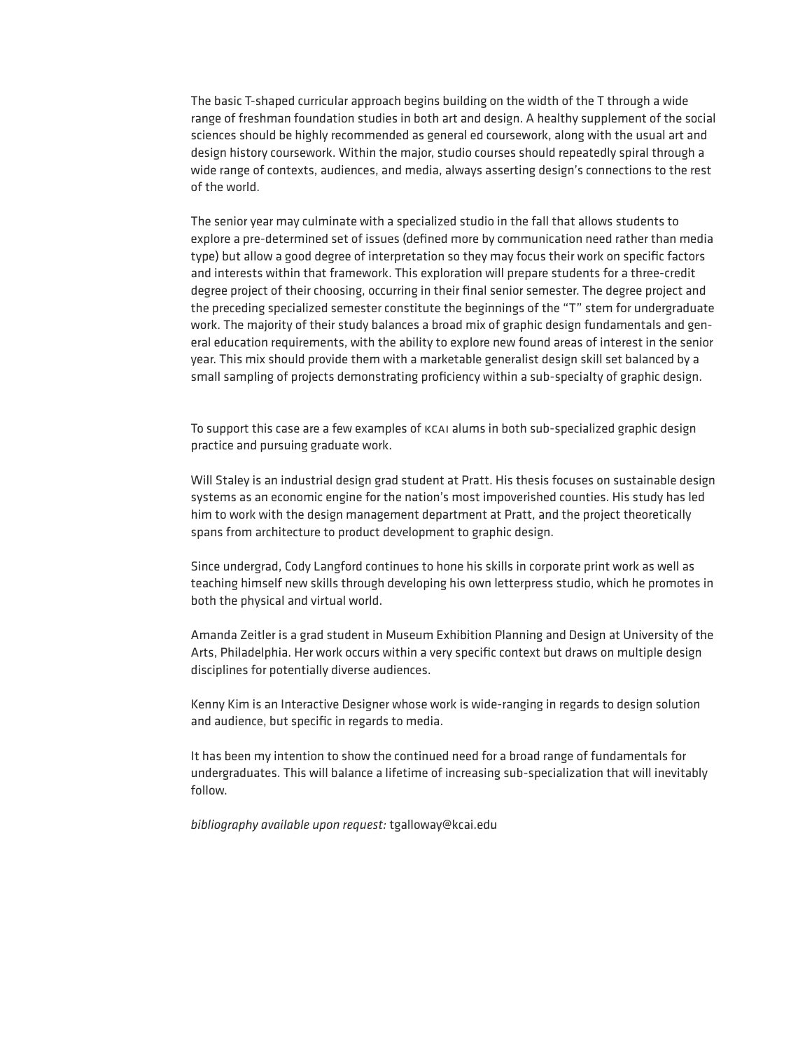The basic T-shaped curricular approach begins building on the width of the T through a wide range of freshman foundation studies in both art and design. A healthy supplement of the social sciences should be highly recommended as general ed coursework, along with the usual art and design history coursework. Within the major, studio courses should repeatedly spiral through a wide range of contexts, audiences, and media, always asserting design's connections to the rest of the world.

The senior year may culminate with a specialized studio in the fall that allows students to explore a pre-determined set of issues (defined more by communication need rather than media type) but allow a good degree of interpretation so they may focus their work on specific factors and interests within that framework. This exploration will prepare students for a three-credit degree project of their choosing, occurring in their final senior semester. The degree project and the preceding specialized semester constitute the beginnings of the "T" stem for undergraduate work. The majority of their study balances a broad mix of graphic design fundamentals and general education requirements, with the ability to explore new found areas of interest in the senior year. This mix should provide them with a marketable generalist design skill set balanced by a small sampling of projects demonstrating proficiency within a sub-specialty of graphic design.

To support this case are a few examples of KCAI alums in both sub-specialized graphic design practice and pursuing graduate work.

Will Staley is an industrial design grad student at Pratt. His thesis focuses on sustainable design systems as an economic engine for the nation's most impoverished counties. His study has led him to work with the design management department at Pratt, and the project theoretically spans from architecture to product development to graphic design.

Since undergrad, Cody Langford continues to hone his skills in corporate print work as well as teaching himself new skills through developing his own letterpress studio, which he promotes in both the physical and virtual world.

Amanda Zeitler is a grad student in Museum Exhibition Planning and Design at University of the Arts, Philadelphia. Her work occurs within a very specific context but draws on multiple design disciplines for potentially diverse audiences.

Kenny Kim is an Interactive Designer whose work is wide-ranging in regards to design solution and audience, but specific in regards to media.

It has been my intention to show the continued need for a broad range of fundamentals for undergraduates. This will balance a lifetime of increasing sub-specialization that will inevitably follow.

*bibliography available upon request:* tgalloway@kcai.edu